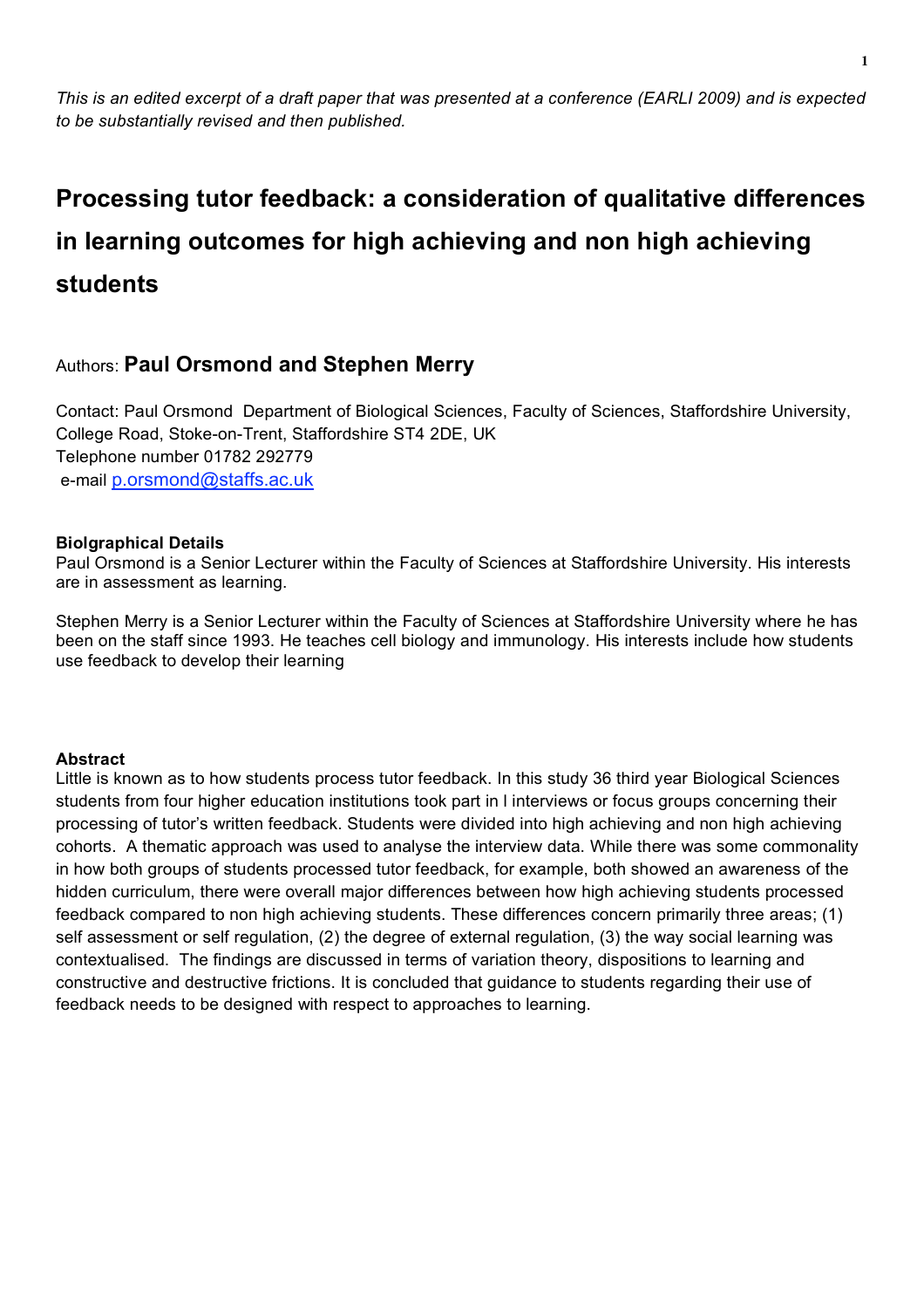*This is an edited excerpt of a draft paper that was presented at a conference (EARLI 2009) and is expected to be substantially revised and then published.*

# Processing tutor feedback: a consideration of qualitative differences in learning outcomes for high achieving and non high achieving students

Authors: **Paul Orsmond and Stephen Merry**

Contact: Paul Orsmond Department of Biological Sciences, Faculty of Sciences, Staffordshire University, College Road, Stoke-on-Trent, Staffordshire ST4 2DE, UK
Telephone number 01782 292779
e-mail p.orsmond@staffs.ac.uk

**Biolgraphical Details**

Paul Orsmond is a Senior Lecturer within the Faculty of Sciences at Staffordshire University. His interests are in assessment as learning.

Stephen Merry is a Senior Lecturer within the Faculty of Sciences at Staffordshire University where he has been on the staff since 1993. He teaches cell biology and immunology. His interests include how students use feedback to develop their learning

**Abstract**

Little is known as to how students process tutor feedback. In this study 36 third year Biological Sciences students from four higher education institutions took part in l interviews or focus groups concerning their processing of tutor's written feedback. Students were divided into high achieving and non high achieving cohorts. A thematic approach was used to analyse the interview data. While there was some commonality in how both groups of students processed tutor feedback, for example, both showed an awareness of the hidden curriculum, there were overall major differences between how high achieving students processed feedback compared to non high achieving students. These differences concern primarily three areas; (1) self assessment or self regulation, (2) the degree of external regulation, (3) the way social learning was contextualised. The findings are discussed in terms of variation theory, dispositions to learning and constructive and destructive frictions. It is concluded that guidance to students regarding their use of feedback needs to be designed with respect to approaches to learning.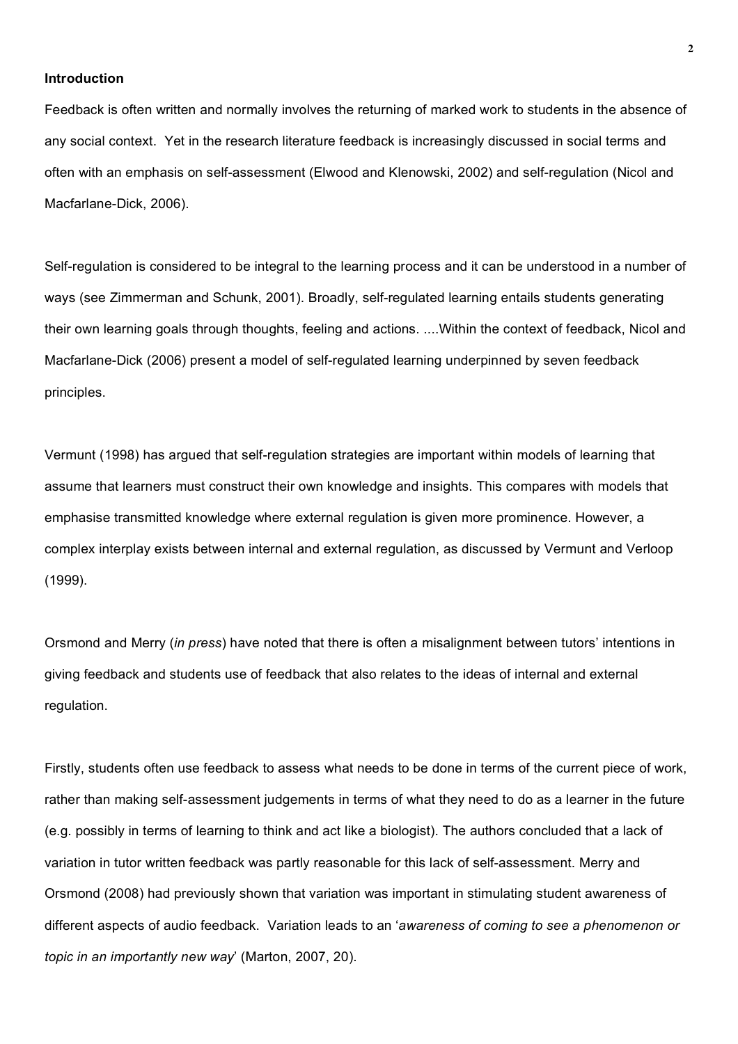## Introduction

Feedback is often written and normally involves the returning of marked work to students in the absence of any social context. Yet in the research literature feedback is increasingly discussed in social terms and often with an emphasis on self-assessment (Elwood and Klenowski, 2002) and self-regulation (Nicol and Macfarlane-Dick, 2006).

Self-regulation is considered to be integral to the learning process and it can be understood in a number of ways (see Zimmerman and Schunk, 2001). Broadly, self-regulated learning entails students generating their own learning goals through thoughts, feeling and actions. ....Within the context of feedback, Nicol and Macfarlane-Dick (2006) present a model of self-regulated learning underpinned by seven feedback principles.

Vermunt (1998) has argued that self-regulation strategies are important within models of learning that assume that learners must construct their own knowledge and insights. This compares with models that emphasise transmitted knowledge where external regulation is given more prominence. However, a complex interplay exists between internal and external regulation, as discussed by Vermunt and Verloop (1999).

Orsmond and Merry (*in press*) have noted that there is often a misalignment between tutors' intentions in giving feedback and students use of feedback that also relates to the ideas of internal and external regulation.

Firstly, students often use feedback to assess what needs to be done in terms of the current piece of work, rather than making self-assessment judgements in terms of what they need to do as a learner in the future (e.g. possibly in terms of learning to think and act like a biologist). The authors concluded that a lack of variation in tutor written feedback was partly reasonable for this lack of self-assessment. Merry and Orsmond (2008) had previously shown that variation was important in stimulating student awareness of different aspects of audio feedback. Variation leads to an '*awareness of coming to see a phenomenon or topic in an importantly new way*' (Marton, 2007, 20).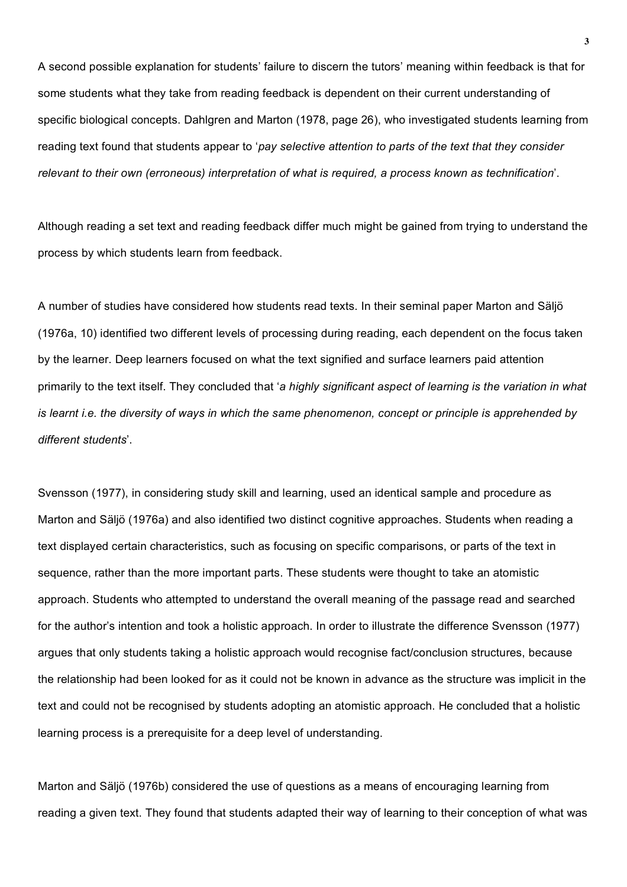A second possible explanation for students' failure to discern the tutors' meaning within feedback is that for some students what they take from reading feedback is dependent on their current understanding of specific biological concepts. Dahlgren and Marton (1978, page 26), who investigated students learning from reading text found that students appear to '*pay selective attention to parts of the text that they consider relevant to their own (erroneous) interpretation of what is required, a process known as technification*'.

Although reading a set text and reading feedback differ much might be gained from trying to understand the process by which students learn from feedback.

A number of studies have considered how students read texts. In their seminal paper Marton and Säljö (1976a, 10) identified two different levels of processing during reading, each dependent on the focus taken by the learner. Deep learners focused on what the text signified and surface learners paid attention primarily to the text itself. They concluded that '*a highly significant aspect of learning is the variation in what is learnt i.e. the diversity of ways in which the same phenomenon, concept or principle is apprehended by different students*'.

Svensson (1977), in considering study skill and learning, used an identical sample and procedure as Marton and Säljö (1976a) and also identified two distinct cognitive approaches. Students when reading a text displayed certain characteristics, such as focusing on specific comparisons, or parts of the text in sequence, rather than the more important parts. These students were thought to take an atomistic approach. Students who attempted to understand the overall meaning of the passage read and searched for the author's intention and took a holistic approach. In order to illustrate the difference Svensson (1977) argues that only students taking a holistic approach would recognise fact/conclusion structures, because the relationship had been looked for as it could not be known in advance as the structure was implicit in the text and could not be recognised by students adopting an atomistic approach. He concluded that a holistic learning process is a prerequisite for a deep level of understanding.

Marton and Säljö (1976b) considered the use of questions as a means of encouraging learning from reading a given text. They found that students adapted their way of learning to their conception of what was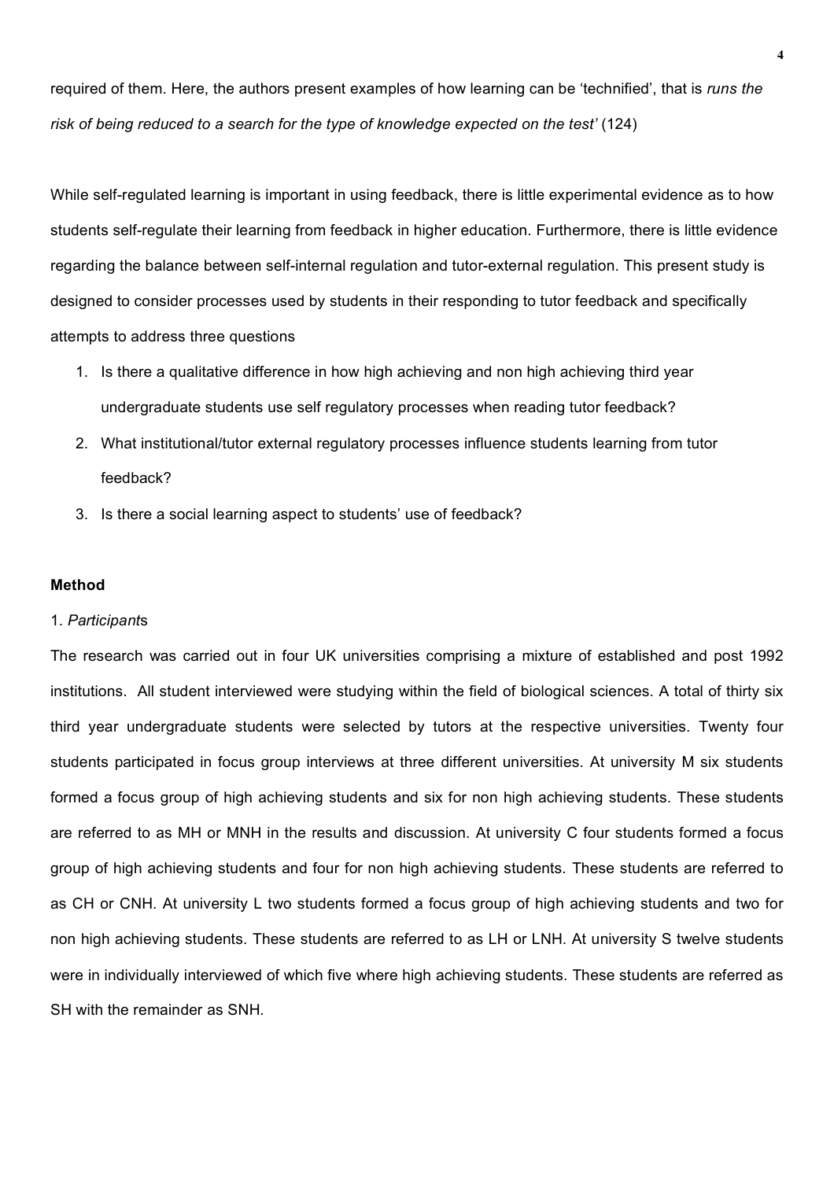required of them. Here, the authors present examples of how learning can be 'technified', that is *runs the risk of being reduced to a search for the type of knowledge expected on the test'* (124)

While self-regulated learning is important in using feedback, there is little experimental evidence as to how students self-regulate their learning from feedback in higher education. Furthermore, there is little evidence regarding the balance between self-internal regulation and tutor-external regulation. This present study is designed to consider processes used by students in their responding to tutor feedback and specifically attempts to address three questions

1. Is there a qualitative difference in how high achieving and non high achieving third year undergraduate students use self regulatory processes when reading tutor feedback?
2. What institutional/tutor external regulatory processes influence students learning from tutor feedback?
3. Is there a social learning aspect to students' use of feedback?

**Method**

1. *Participant*s

The research was carried out in four UK universities comprising a mixture of established and post 1992 institutions. All student interviewed were studying within the field of biological sciences. A total of thirty six third year undergraduate students were selected by tutors at the respective universities. Twenty four students participated in focus group interviews at three different universities. At university M six students formed a focus group of high achieving students and six for non high achieving students. These students are referred to as MH or MNH in the results and discussion. At university C four students formed a focus group of high achieving students and four for non high achieving students. These students are referred to as CH or CNH. At university L two students formed a focus group of high achieving students and two for non high achieving students. These students are referred to as LH or LNH. At university S twelve students were in individually interviewed of which five where high achieving students. These students are referred as SH with the remainder as SNH.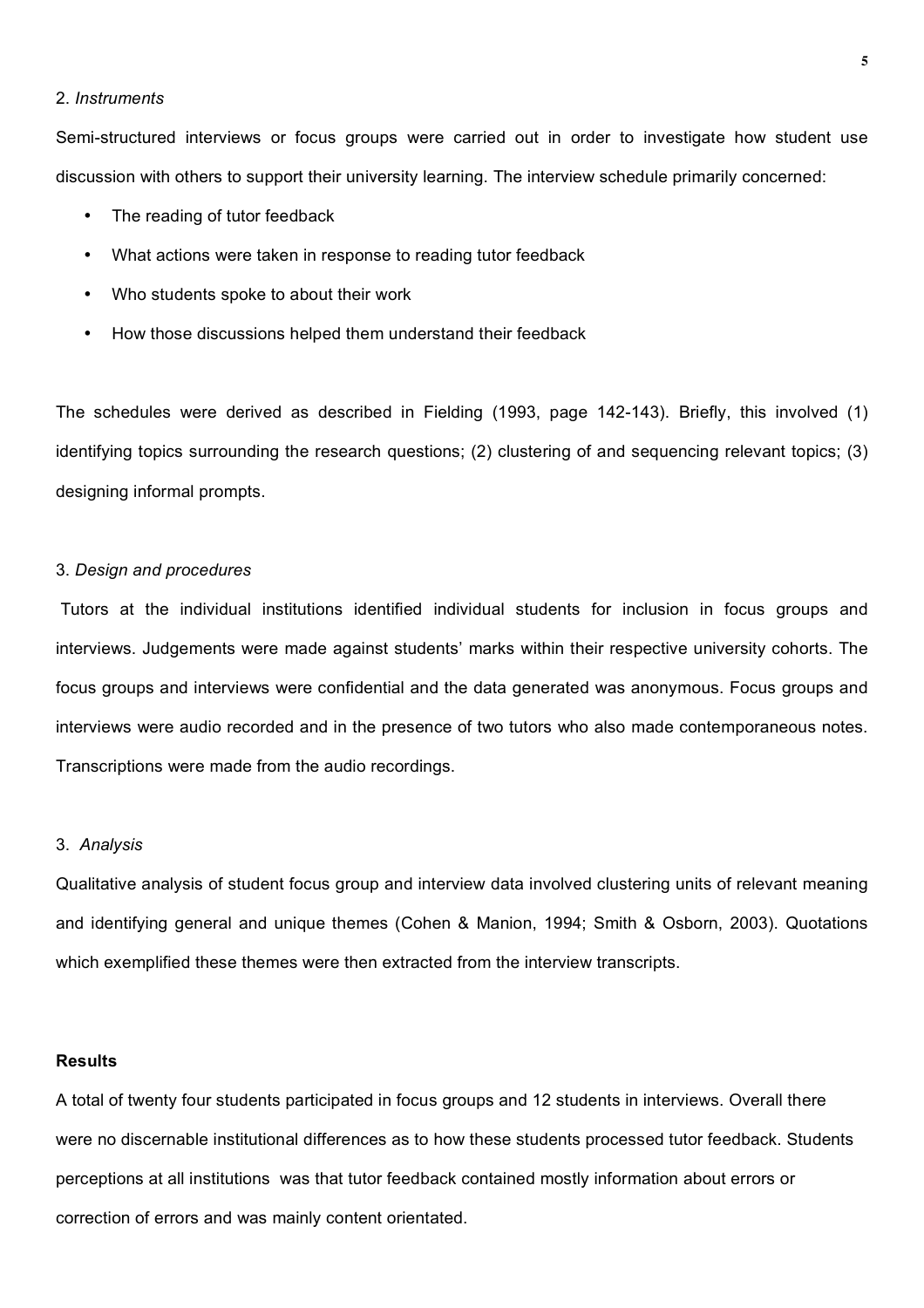2. *Instruments*

Semi-structured interviews or focus groups were carried out in order to investigate how student use discussion with others to support their university learning. The interview schedule primarily concerned:

- The reading of tutor feedback
- What actions were taken in response to reading tutor feedback
- Who students spoke to about their work
- How those discussions helped them understand their feedback

The schedules were derived as described in Fielding (1993, page 142-143). Briefly, this involved (1) identifying topics surrounding the research questions; (2) clustering of and sequencing relevant topics; (3) designing informal prompts.

3. *Design and procedures*

Tutors at the individual institutions identified individual students for inclusion in focus groups and interviews. Judgements were made against students' marks within their respective university cohorts. The focus groups and interviews were confidential and the data generated was anonymous. Focus groups and interviews were audio recorded and in the presence of two tutors who also made contemporaneous notes. Transcriptions were made from the audio recordings.

3. *Analysis*

Qualitative analysis of student focus group and interview data involved clustering units of relevant meaning and identifying general and unique themes (Cohen & Manion, 1994; Smith & Osborn, 2003). Quotations which exemplified these themes were then extracted from the interview transcripts.

**Results**

A total of twenty four students participated in focus groups and 12 students in interviews. Overall there were no discernable institutional differences as to how these students processed tutor feedback. Students perceptions at all institutions was that tutor feedback contained mostly information about errors or correction of errors and was mainly content orientated.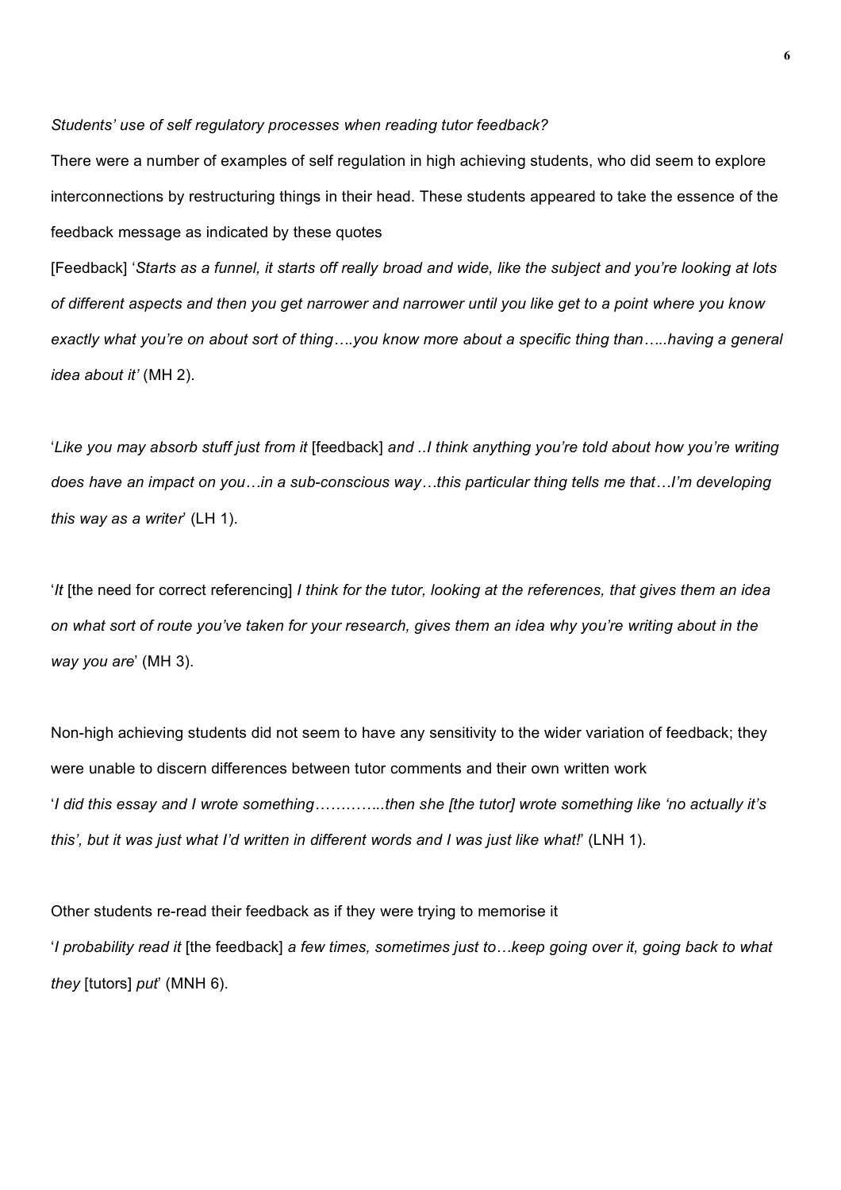*Students' use of self regulatory processes when reading tutor feedback?*

There were a number of examples of self regulation in high achieving students, who did seem to explore interconnections by restructuring things in their head. These students appeared to take the essence of the feedback message as indicated by these quotes

[Feedback] '*Starts as a funnel, it starts off really broad and wide, like the subject and you're looking at lots of different aspects and then you get narrower and narrower until you like get to a point where you know exactly what you're on about sort of thing….you know more about a specific thing than…..having a general idea about it'* (MH 2).

'*Like you may absorb stuff just from it* [feedback] *and ..I think anything you're told about how you're writing does have an impact on you…in a sub-conscious way…this particular thing tells me that…I'm developing this way as a writer*' (LH 1).

'*It* [the need for correct referencing] *I think for the tutor, looking at the references, that gives them an idea on what sort of route you've taken for your research, gives them an idea why you're writing about in the way you are*' (MH 3).

Non-high achieving students did not seem to have any sensitivity to the wider variation of feedback; they were unable to discern differences between tutor comments and their own written work

'*I did this essay and I wrote something…………..then she [the tutor] wrote something like 'no actually it's this', but it was just what I'd written in different words and I was just like what!*' (LNH 1).

Other students re-read their feedback as if they were trying to memorise it

'*I probability read it* [the feedback] *a few times, sometimes just to…keep going over it, going back to what they* [tutors] *put*' (MNH 6).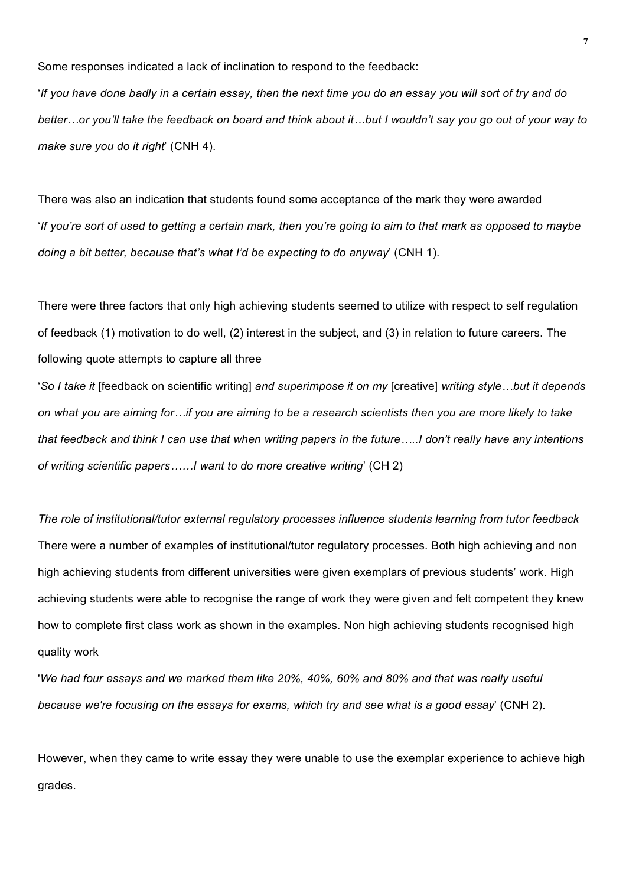Some responses indicated a lack of inclination to respond to the feedback:

'*If you have done badly in a certain essay, then the next time you do an essay you will sort of try and do better…or you'll take the feedback on board and think about it…but I wouldn't say you go out of your way to make sure you do it right*' (CNH 4).

There was also an indication that students found some acceptance of the mark they were awarded

'*If you're sort of used to getting a certain mark, then you're going to aim to that mark as opposed to maybe doing a bit better, because that's what I'd be expecting to do anyway*' (CNH 1).

There were three factors that only high achieving students seemed to utilize with respect to self regulation of feedback (1) motivation to do well, (2) interest in the subject, and (3) in relation to future careers. The following quote attempts to capture all three

'*So I take it* [feedback on scientific writing] *and superimpose it on my* [creative] *writing style…but it depends on what you are aiming for…if you are aiming to be a research scientists then you are more likely to take that feedback and think I can use that when writing papers in the future…..I don't really have any intentions of writing scientific papers……I want to do more creative writing*' (CH 2)

*The role of institutional/tutor external regulatory processes influence students learning from tutor feedback*

There were a number of examples of institutional/tutor regulatory processes. Both high achieving and non high achieving students from different universities were given exemplars of previous students' work. High achieving students were able to recognise the range of work they were given and felt competent they knew how to complete first class work as shown in the examples. Non high achieving students recognised high quality work

'*We had four essays and we marked them like 20%, 40%, 60% and 80% and that was really useful because we're focusing on the essays for exams, which try and see what is a good essay*' (CNH 2).

However, when they came to write essay they were unable to use the exemplar experience to achieve high grades.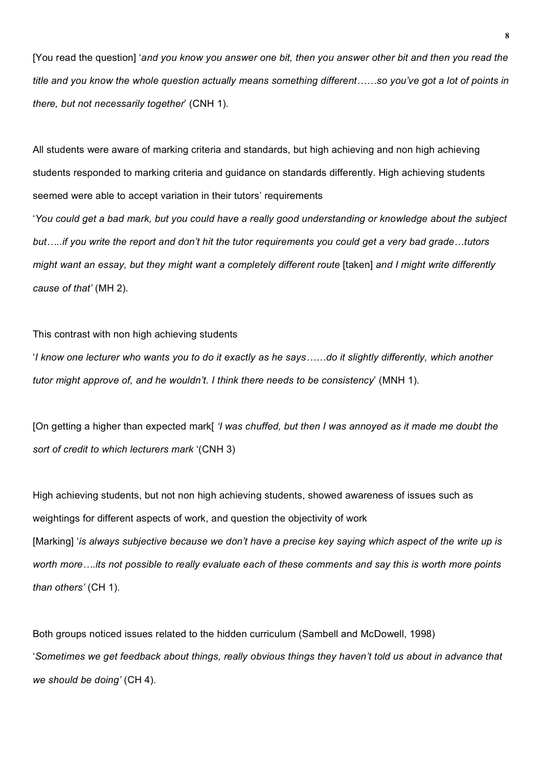[You read the question] '*and you know you answer one bit, then you answer other bit and then you read the title and you know the whole question actually means something different……so you've got a lot of points in there, but not necessarily together*' (CNH 1).

All students were aware of marking criteria and standards, but high achieving and non high achieving students responded to marking criteria and guidance on standards differently. High achieving students seemed were able to accept variation in their tutors' requirements

'*You could get a bad mark, but you could have a really good understanding or knowledge about the subject but…..if you write the report and don't hit the tutor requirements you could get a very bad grade…tutors might want an essay, but they might want a completely different route* [taken] *and I might write differently cause of that'* (MH 2).

This contrast with non high achieving students

'*I know one lecturer who wants you to do it exactly as he says……do it slightly differently, which another tutor might approve of, and he wouldn't. I think there needs to be consistency*' (MNH 1).

[On getting a higher than expected mark[ *'I was chuffed, but then I was annoyed as it made me doubt the sort of credit to which lecturers mark* '(CNH 3)

High achieving students, but not non high achieving students, showed awareness of issues such as weightings for different aspects of work, and question the objectivity of work

[Marking] '*is always subjective because we don't have a precise key saying which aspect of the write up is worth more….its not possible to really evaluate each of these comments and say this is worth more points than others'* (CH 1).

Both groups noticed issues related to the hidden curriculum (Sambell and McDowell, 1998)

'*Sometimes we get feedback about things, really obvious things they haven't told us about in advance that we should be doing'* (CH 4).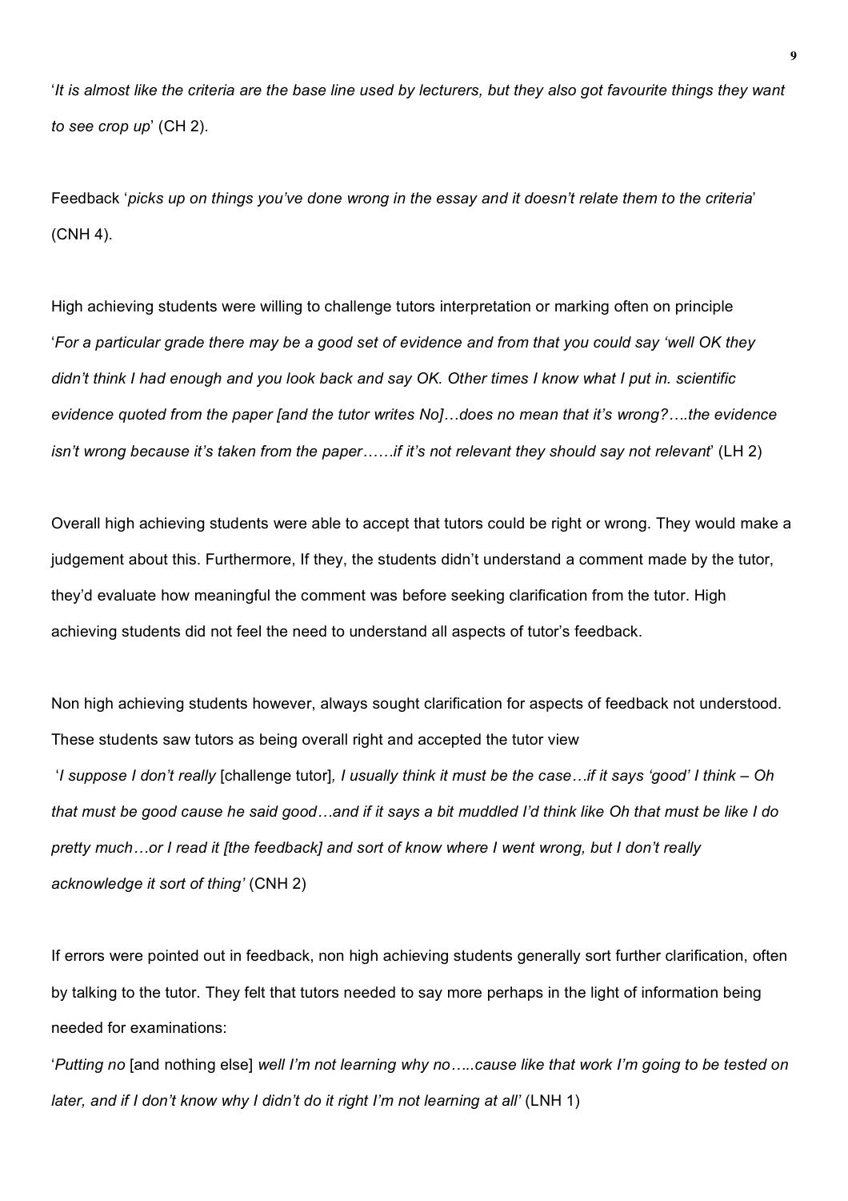'*It is almost like the criteria are the base line used by lecturers, but they also got favourite things they want to see crop up*' (CH 2).

Feedback '*picks up on things you've done wrong in the essay and it doesn't relate them to the criteria*' (CNH 4).

High achieving students were willing to challenge tutors interpretation or marking often on principle '*For a particular grade there may be a good set of evidence and from that you could say 'well OK they didn't think I had enough and you look back and say OK. Other times I know what I put in. scientific evidence quoted from the paper [and the tutor writes No]…does no mean that it's wrong?….the evidence isn't wrong because it's taken from the paper……if it's not relevant they should say not relevant*' (LH 2)

Overall high achieving students were able to accept that tutors could be right or wrong. They would make a judgement about this. Furthermore, If they, the students didn't understand a comment made by the tutor, they'd evaluate how meaningful the comment was before seeking clarification from the tutor. High achieving students did not feel the need to understand all aspects of tutor's feedback.

Non high achieving students however, always sought clarification for aspects of feedback not understood. These students saw tutors as being overall right and accepted the tutor view

'*I suppose I don't really* [challenge tutor]*, I usually think it must be the case…if it says 'good' I think – Oh that must be good cause he said good…and if it says a bit muddled I'd think like Oh that must be like I do pretty much…or I read it [the feedback] and sort of know where I went wrong, but I don't really acknowledge it sort of thing'* (CNH 2)

If errors were pointed out in feedback, non high achieving students generally sort further clarification, often by talking to the tutor. They felt that tutors needed to say more perhaps in the light of information being needed for examinations:

'*Putting no* [and nothing else] *well I'm not learning why no…..cause like that work I'm going to be tested on later, and if I don't know why I didn't do it right I'm not learning at all'* (LNH 1)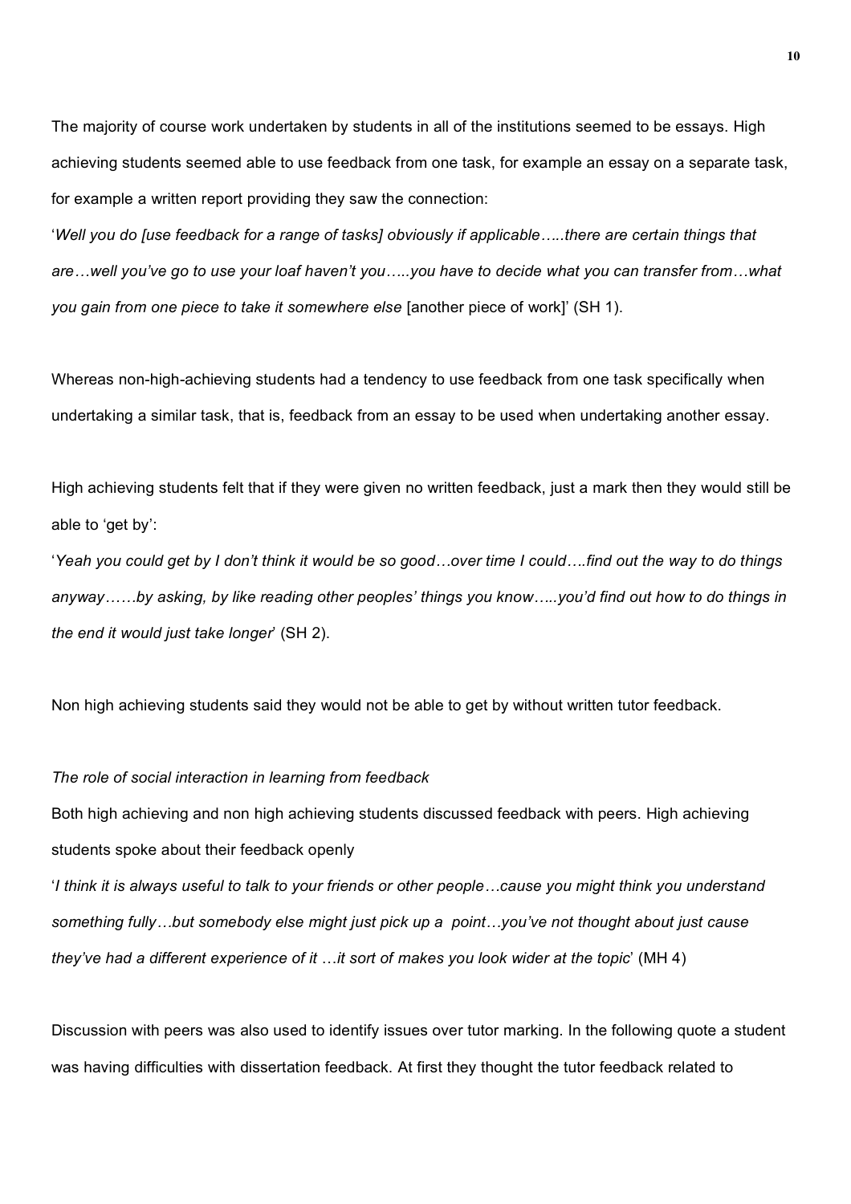The majority of course work undertaken by students in all of the institutions seemed to be essays. High achieving students seemed able to use feedback from one task, for example an essay on a separate task, for example a written report providing they saw the connection:

'*Well you do [use feedback for a range of tasks] obviously if applicable…..there are certain things that are…well you've go to use your loaf haven't you…..you have to decide what you can transfer from…what you gain from one piece to take it somewhere else* [another piece of work]' (SH 1).

Whereas non-high-achieving students had a tendency to use feedback from one task specifically when undertaking a similar task, that is, feedback from an essay to be used when undertaking another essay.

High achieving students felt that if they were given no written feedback, just a mark then they would still be able to 'get by':

'*Yeah you could get by I don't think it would be so good…over time I could….find out the way to do things anyway……by asking, by like reading other peoples' things you know…..you'd find out how to do things in the end it would just take longer*' (SH 2).

Non high achieving students said they would not be able to get by without written tutor feedback.

*The role of social interaction in learning from feedback*

Both high achieving and non high achieving students discussed feedback with peers. High achieving students spoke about their feedback openly

'*I think it is always useful to talk to your friends or other people…cause you might think you understand something fully…but somebody else might just pick up a point…you've not thought about just cause they've had a different experience of it …it sort of makes you look wider at the topic*' (MH 4)

Discussion with peers was also used to identify issues over tutor marking. In the following quote a student was having difficulties with dissertation feedback. At first they thought the tutor feedback related to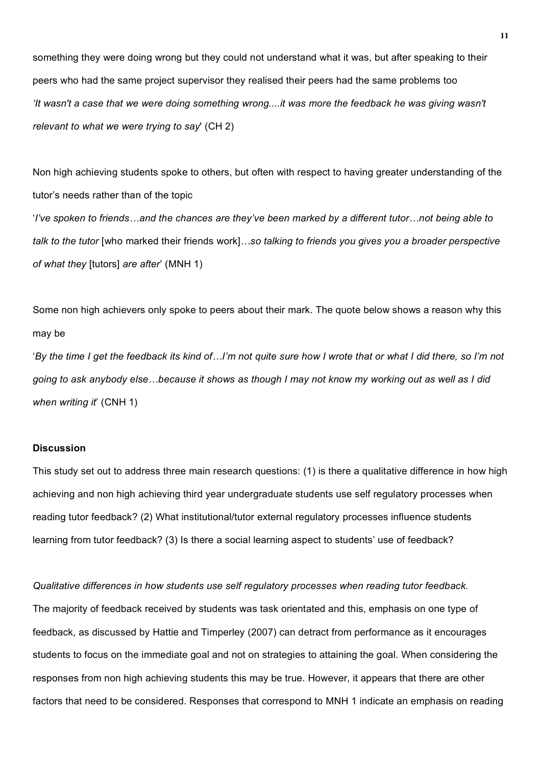something they were doing wrong but they could not understand what it was, but after speaking to their peers who had the same project supervisor they realised their peers had the same problems too

*'It wasn't a case that we were doing something wrong....it was more the feedback he was giving wasn't relevant to what we were trying to say*' (CH 2)

Non high achieving students spoke to others, but often with respect to having greater understanding of the tutor's needs rather than of the topic

'*I've spoken to friends…and the chances are they've been marked by a different tutor…not being able to talk to the tutor* [who marked their friends work]*…so talking to friends you gives you a broader perspective of what they* [tutors] *are after*' (MNH 1)

Some non high achievers only spoke to peers about their mark. The quote below shows a reason why this may be

'*By the time I get the feedback its kind of…I'm not quite sure how I wrote that or what I did there, so I'm not going to ask anybody else…because it shows as though I may not know my working out as well as I did when writing it*' (CNH 1)

**Discussion**

This study set out to address three main research questions: (1) is there a qualitative difference in how high achieving and non high achieving third year undergraduate students use self regulatory processes when reading tutor feedback? (2) What institutional/tutor external regulatory processes influence students learning from tutor feedback? (3) Is there a social learning aspect to students' use of feedback?

*Qualitative differences in how students use self regulatory processes when reading tutor feedback.*

The majority of feedback received by students was task orientated and this, emphasis on one type of feedback, as discussed by Hattie and Timperley (2007) can detract from performance as it encourages students to focus on the immediate goal and not on strategies to attaining the goal. When considering the responses from non high achieving students this may be true. However, it appears that there are other factors that need to be considered. Responses that correspond to MNH 1 indicate an emphasis on reading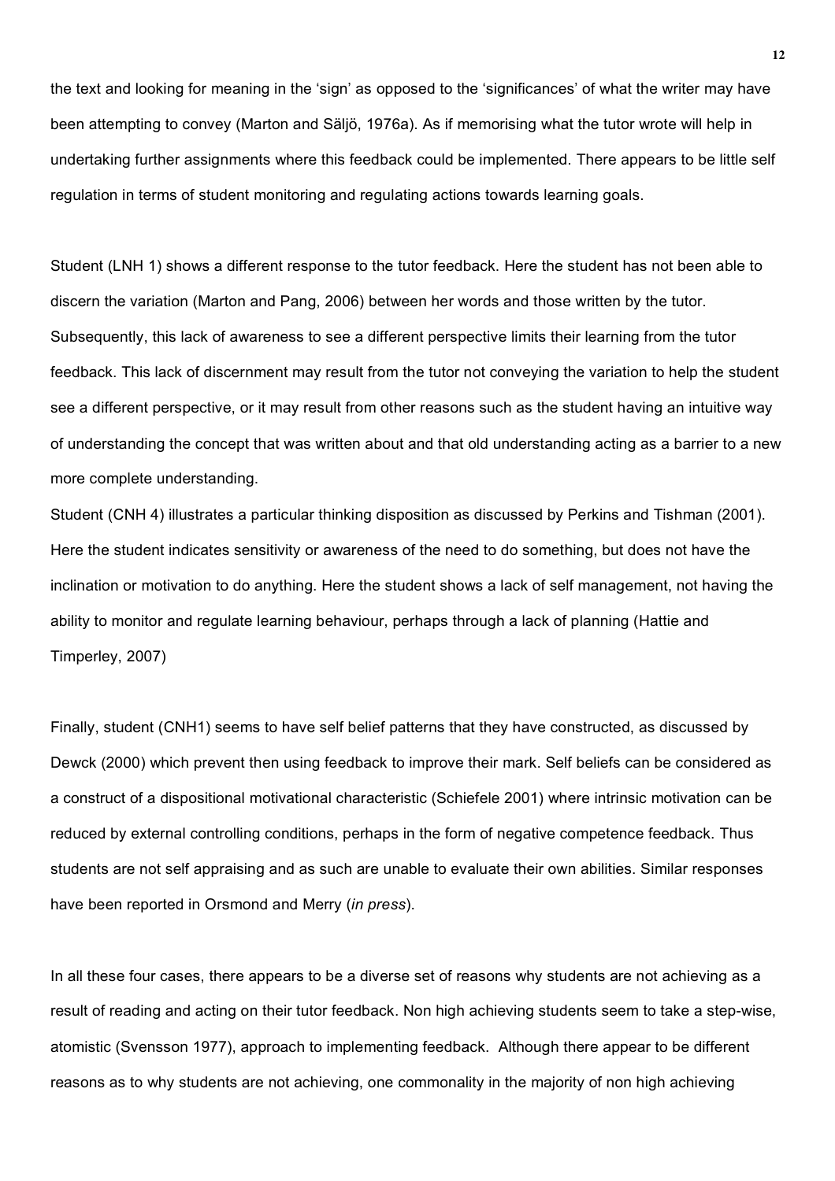the text and looking for meaning in the 'sign' as opposed to the 'significances' of what the writer may have been attempting to convey (Marton and Säljö, 1976a). As if memorising what the tutor wrote will help in undertaking further assignments where this feedback could be implemented. There appears to be little self regulation in terms of student monitoring and regulating actions towards learning goals.

Student (LNH 1) shows a different response to the tutor feedback. Here the student has not been able to discern the variation (Marton and Pang, 2006) between her words and those written by the tutor. Subsequently, this lack of awareness to see a different perspective limits their learning from the tutor feedback. This lack of discernment may result from the tutor not conveying the variation to help the student see a different perspective, or it may result from other reasons such as the student having an intuitive way of understanding the concept that was written about and that old understanding acting as a barrier to a new more complete understanding.

Student (CNH 4) illustrates a particular thinking disposition as discussed by Perkins and Tishman (2001). Here the student indicates sensitivity or awareness of the need to do something, but does not have the inclination or motivation to do anything. Here the student shows a lack of self management, not having the ability to monitor and regulate learning behaviour, perhaps through a lack of planning (Hattie and Timperley, 2007)

Finally, student (CNH1) seems to have self belief patterns that they have constructed, as discussed by Dewck (2000) which prevent then using feedback to improve their mark. Self beliefs can be considered as a construct of a dispositional motivational characteristic (Schiefele 2001) where intrinsic motivation can be reduced by external controlling conditions, perhaps in the form of negative competence feedback. Thus students are not self appraising and as such are unable to evaluate their own abilities. Similar responses have been reported in Orsmond and Merry (*in press*).

In all these four cases, there appears to be a diverse set of reasons why students are not achieving as a result of reading and acting on their tutor feedback. Non high achieving students seem to take a step-wise, atomistic (Svensson 1977), approach to implementing feedback. Although there appear to be different reasons as to why students are not achieving, one commonality in the majority of non high achieving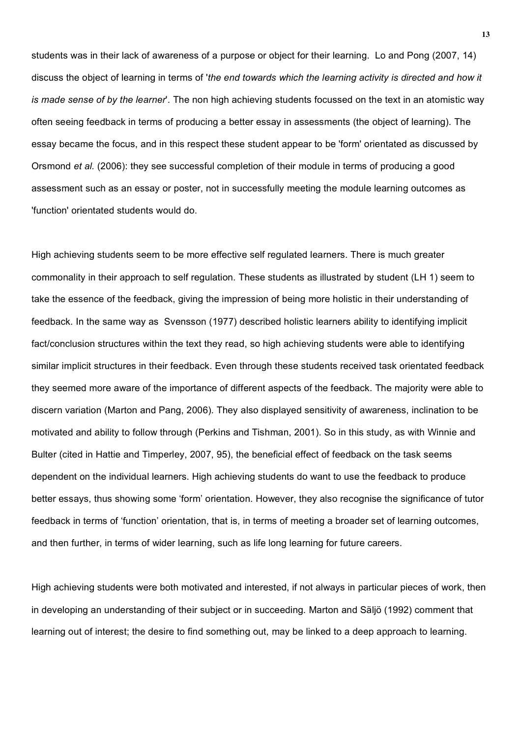students was in their lack of awareness of a purpose or object for their learning. Lo and Pong (2007, 14) discuss the object of learning in terms of '*the end towards which the learning activity is directed and how it is made sense of by the learner*'. The non high achieving students focussed on the text in an atomistic way often seeing feedback in terms of producing a better essay in assessments (the object of learning). The essay became the focus, and in this respect these student appear to be 'form' orientated as discussed by Orsmond *et al.* (2006): they see successful completion of their module in terms of producing a good assessment such as an essay or poster, not in successfully meeting the module learning outcomes as 'function' orientated students would do.

High achieving students seem to be more effective self regulated learners. There is much greater commonality in their approach to self regulation. These students as illustrated by student (LH 1) seem to take the essence of the feedback, giving the impression of being more holistic in their understanding of feedback. In the same way as Svensson (1977) described holistic learners ability to identifying implicit fact/conclusion structures within the text they read, so high achieving students were able to identifying similar implicit structures in their feedback. Even through these students received task orientated feedback they seemed more aware of the importance of different aspects of the feedback. The majority were able to discern variation (Marton and Pang, 2006). They also displayed sensitivity of awareness, inclination to be motivated and ability to follow through (Perkins and Tishman, 2001). So in this study, as with Winnie and Bulter (cited in Hattie and Timperley, 2007, 95), the beneficial effect of feedback on the task seems dependent on the individual learners. High achieving students do want to use the feedback to produce better essays, thus showing some 'form' orientation. However, they also recognise the significance of tutor feedback in terms of 'function' orientation, that is, in terms of meeting a broader set of learning outcomes, and then further, in terms of wider learning, such as life long learning for future careers.

High achieving students were both motivated and interested, if not always in particular pieces of work, then in developing an understanding of their subject or in succeeding. Marton and Säljö (1992) comment that learning out of interest; the desire to find something out, may be linked to a deep approach to learning.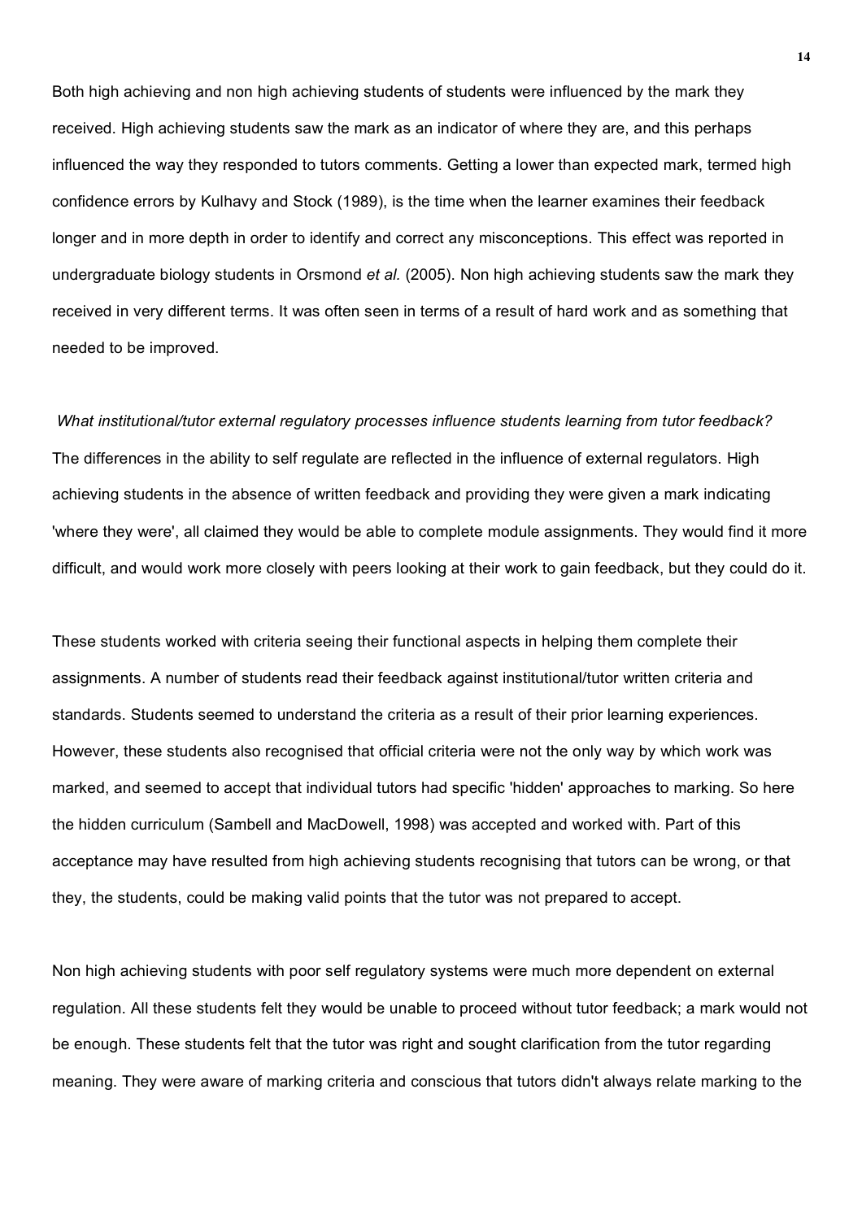Both high achieving and non high achieving students of students were influenced by the mark they received. High achieving students saw the mark as an indicator of where they are, and this perhaps influenced the way they responded to tutors comments. Getting a lower than expected mark, termed high confidence errors by Kulhavy and Stock (1989), is the time when the learner examines their feedback longer and in more depth in order to identify and correct any misconceptions. This effect was reported in undergraduate biology students in Orsmond *et al.* (2005). Non high achieving students saw the mark they received in very different terms. It was often seen in terms of a result of hard work and as something that needed to be improved.

*What institutional/tutor external regulatory processes influence students learning from tutor feedback?*

The differences in the ability to self regulate are reflected in the influence of external regulators. High achieving students in the absence of written feedback and providing they were given a mark indicating 'where they were', all claimed they would be able to complete module assignments. They would find it more difficult, and would work more closely with peers looking at their work to gain feedback, but they could do it.

These students worked with criteria seeing their functional aspects in helping them complete their assignments. A number of students read their feedback against institutional/tutor written criteria and standards. Students seemed to understand the criteria as a result of their prior learning experiences. However, these students also recognised that official criteria were not the only way by which work was marked, and seemed to accept that individual tutors had specific 'hidden' approaches to marking. So here the hidden curriculum (Sambell and MacDowell, 1998) was accepted and worked with. Part of this acceptance may have resulted from high achieving students recognising that tutors can be wrong, or that they, the students, could be making valid points that the tutor was not prepared to accept.

Non high achieving students with poor self regulatory systems were much more dependent on external regulation. All these students felt they would be unable to proceed without tutor feedback; a mark would not be enough. These students felt that the tutor was right and sought clarification from the tutor regarding meaning. They were aware of marking criteria and conscious that tutors didn't always relate marking to the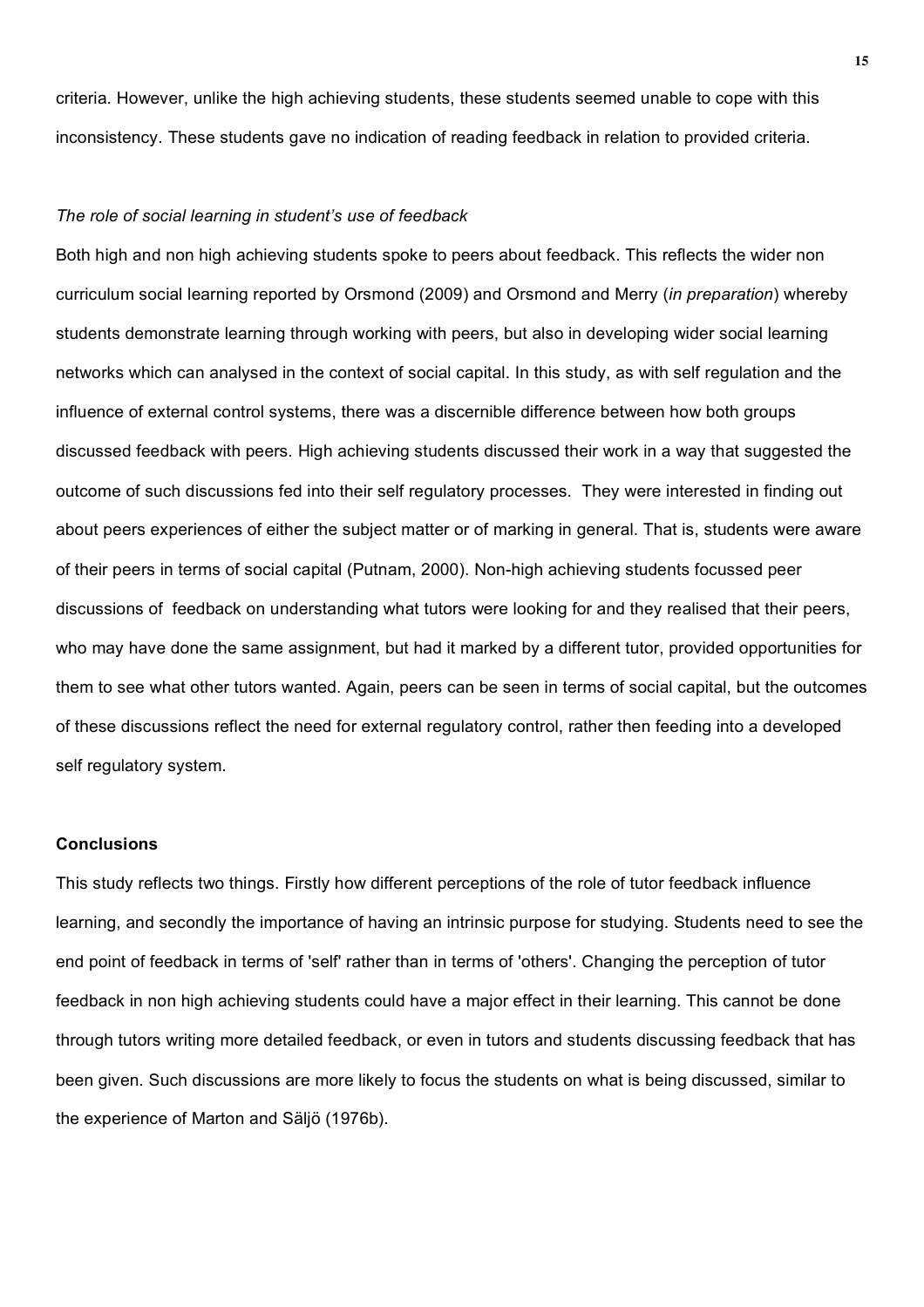criteria. However, unlike the high achieving students, these students seemed unable to cope with this inconsistency. These students gave no indication of reading feedback in relation to provided criteria.

*The role of social learning in student's use of feedback*

Both high and non high achieving students spoke to peers about feedback. This reflects the wider non curriculum social learning reported by Orsmond (2009) and Orsmond and Merry (*in preparation*) whereby students demonstrate learning through working with peers, but also in developing wider social learning networks which can analysed in the context of social capital. In this study, as with self regulation and the influence of external control systems, there was a discernible difference between how both groups discussed feedback with peers. High achieving students discussed their work in a way that suggested the outcome of such discussions fed into their self regulatory processes. They were interested in finding out about peers experiences of either the subject matter or of marking in general. That is, students were aware of their peers in terms of social capital (Putnam, 2000). Non-high achieving students focussed peer discussions of feedback on understanding what tutors were looking for and they realised that their peers, who may have done the same assignment, but had it marked by a different tutor, provided opportunities for them to see what other tutors wanted. Again, peers can be seen in terms of social capital, but the outcomes of these discussions reflect the need for external regulatory control, rather then feeding into a developed self regulatory system.

**Conclusions**

This study reflects two things. Firstly how different perceptions of the role of tutor feedback influence learning, and secondly the importance of having an intrinsic purpose for studying. Students need to see the end point of feedback in terms of 'self' rather than in terms of 'others'. Changing the perception of tutor feedback in non high achieving students could have a major effect in their learning. This cannot be done through tutors writing more detailed feedback, or even in tutors and students discussing feedback that has been given. Such discussions are more likely to focus the students on what is being discussed, similar to the experience of Marton and Säljö (1976b).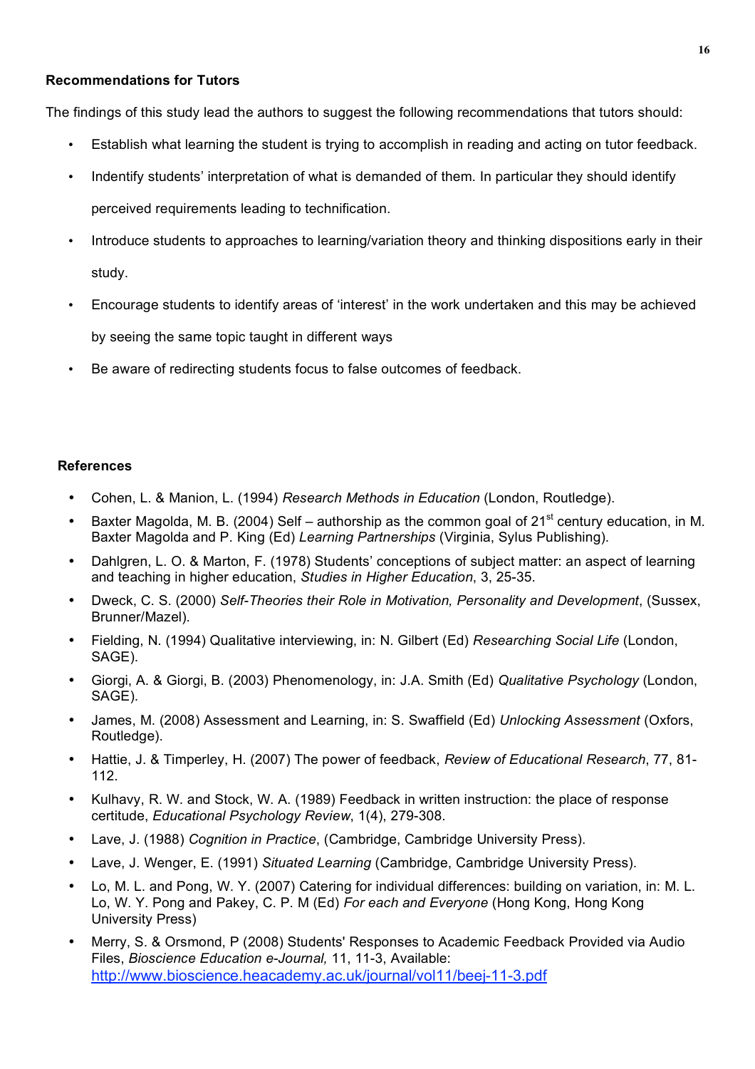**Recommendations for Tutors**

The findings of this study lead the authors to suggest the following recommendations that tutors should:

- Establish what learning the student is trying to accomplish in reading and acting on tutor feedback.
- Indentify students' interpretation of what is demanded of them. In particular they should identify perceived requirements leading to technification.
- Introduce students to approaches to learning/variation theory and thinking dispositions early in their study.
- Encourage students to identify areas of 'interest' in the work undertaken and this may be achieved by seeing the same topic taught in different ways
- Be aware of redirecting students focus to false outcomes of feedback.

**References**

- Cohen, L. & Manion, L. (1994) *Research Methods in Education* (London, Routledge).
- Baxter Magolda, M. B. (2004) Self – authorship as the common goal of 21st century education, in M. Baxter Magolda and P. King (Ed) *Learning Partnerships* (Virginia, Sylus Publishing).
- Dahlgren, L. O. & Marton, F. (1978) Students' conceptions of subject matter: an aspect of learning and teaching in higher education, *Studies in Higher Education*, 3, 25-35.
- Dweck, C. S. (2000) *Self-Theories their Role in Motivation, Personality and Development*, (Sussex, Brunner/Mazel).
- Fielding, N. (1994) Qualitative interviewing, in: N. Gilbert (Ed) *Researching Social Life* (London, SAGE).
- Giorgi, A. & Giorgi, B. (2003) Phenomenology, in: J.A. Smith (Ed) *Qualitative Psychology* (London, SAGE).
- James, M. (2008) Assessment and Learning, in: S. Swaffield (Ed) *Unlocking Assessment* (Oxfors, Routledge).
- Hattie, J. & Timperley, H. (2007) The power of feedback, *Review of Educational Research*, 77, 81-112.
- Kulhavy, R. W. and Stock, W. A. (1989) Feedback in written instruction: the place of response certitude, *Educational Psychology Review*, 1(4), 279-308.
- Lave, J. (1988) *Cognition in Practice*, (Cambridge, Cambridge University Press).
- Lave, J. Wenger, E. (1991) *Situated Learning* (Cambridge, Cambridge University Press).
- Lo, M. L. and Pong, W. Y. (2007) Catering for individual differences: building on variation, in: M. L. Lo, W. Y. Pong and Pakey, C. P. M (Ed) *For each and Everyone* (Hong Kong, Hong Kong University Press)
- Merry, S. & Orsmond, P (2008) Students' Responses to Academic Feedback Provided via Audio Files, *Bioscience Education e-Journal,* 11, 11-3, Available: http://www.bioscience.heacademy.ac.uk/journal/vol11/beej-11-3.pdf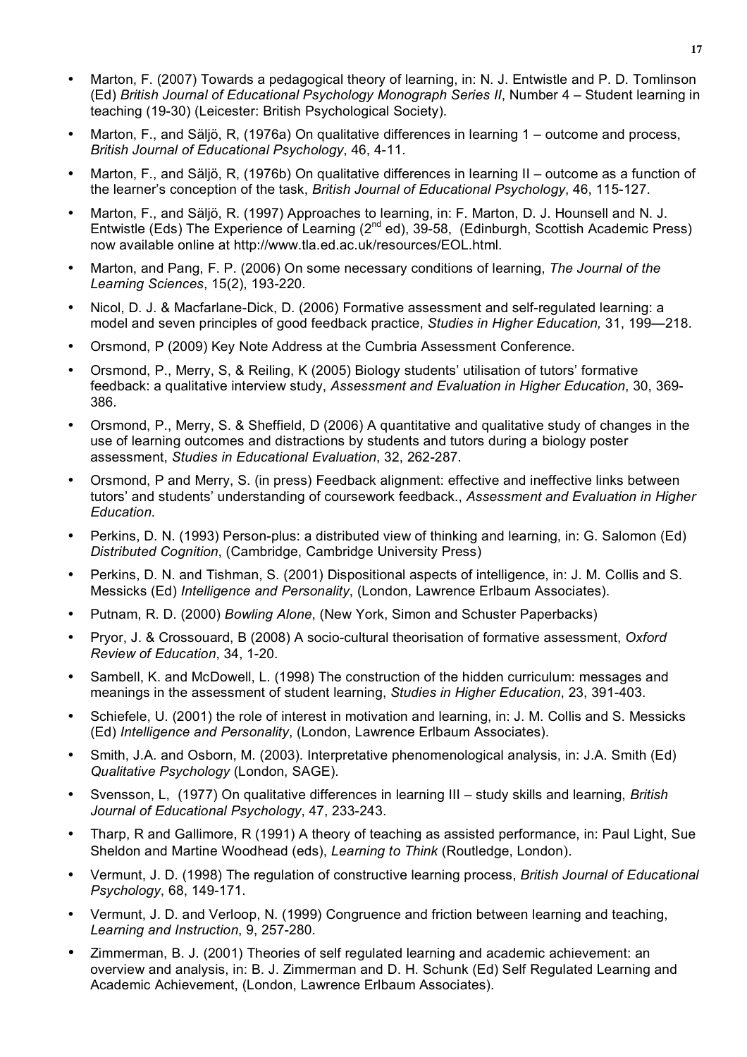- Marton, F. (2007) Towards a pedagogical theory of learning, in: N. J. Entwistle and P. D. Tomlinson (Ed) *British Journal of Educational Psychology Monograph Series II*, Number 4 – Student learning in teaching (19-30) (Leicester: British Psychological Society).
- Marton, F., and Säljö, R, (1976a) On qualitative differences in learning 1 – outcome and process, *British Journal of Educational Psychology*, 46, 4-11.
- Marton, F., and Säljö, R, (1976b) On qualitative differences in learning II – outcome as a function of the learner's conception of the task, *British Journal of Educational Psychology*, 46, 115-127.
- Marton, F., and Säljö, R. (1997) Approaches to learning, in: F. Marton, D. J. Hounsell and N. J. Entwistle (Eds) The Experience of Learning (2nd ed), 39-58, (Edinburgh, Scottish Academic Press) now available online at http://www.tla.ed.ac.uk/resources/EOL.html.
- Marton, and Pang, F. P. (2006) On some necessary conditions of learning, *The Journal of the Learning Sciences*, 15(2), 193-220.
- Nicol, D. J. & Macfarlane-Dick, D. (2006) Formative assessment and self-regulated learning: a model and seven principles of good feedback practice, *Studies in Higher Education,* 31, 199—218.
- Orsmond, P (2009) Key Note Address at the Cumbria Assessment Conference.
- Orsmond, P., Merry, S, & Reiling, K (2005) Biology students' utilisation of tutors' formative feedback: a qualitative interview study, *Assessment and Evaluation in Higher Education*, 30, 369-386.
- Orsmond, P., Merry, S. & Sheffield, D (2006) A quantitative and qualitative study of changes in the use of learning outcomes and distractions by students and tutors during a biology poster assessment, *Studies in Educational Evaluation*, 32, 262-287.
- Orsmond, P and Merry, S. (in press) Feedback alignment: effective and ineffective links between tutors' and students' understanding of coursework feedback., *Assessment and Evaluation in Higher Education.*
- Perkins, D. N. (1993) Person-plus: a distributed view of thinking and learning, in: G. Salomon (Ed) *Distributed Cognition*, (Cambridge, Cambridge University Press)
- Perkins, D. N. and Tishman, S. (2001) Dispositional aspects of intelligence, in: J. M. Collis and S. Messicks (Ed) *Intelligence and Personality*, (London, Lawrence Erlbaum Associates).
- Putnam, R. D. (2000) *Bowling Alone*, (New York, Simon and Schuster Paperbacks)
- Pryor, J. & Crossouard, B (2008) A socio-cultural theorisation of formative assessment, *Oxford Review of Education*, 34, 1-20.
- Sambell, K. and McDowell, L. (1998) The construction of the hidden curriculum: messages and meanings in the assessment of student learning, *Studies in Higher Education*, 23, 391-403.
- Schiefele, U. (2001) the role of interest in motivation and learning, in: J. M. Collis and S. Messicks (Ed) *Intelligence and Personality*, (London, Lawrence Erlbaum Associates).
- Smith, J.A. and Osborn, M. (2003). Interpretative phenomenological analysis, in: J.A. Smith (Ed) *Qualitative Psychology* (London, SAGE).
- Svensson, L, (1977) On qualitative differences in learning III – study skills and learning, *British Journal of Educational Psychology*, 47, 233-243.
- Tharp, R and Gallimore, R (1991) A theory of teaching as assisted performance, in: Paul Light, Sue Sheldon and Martine Woodhead (eds), *Learning to Think* (Routledge, London).
- Vermunt, J. D. (1998) The regulation of constructive learning process, *British Journal of Educational Psychology*, 68, 149-171.
- Vermunt, J. D. and Verloop, N. (1999) Congruence and friction between learning and teaching, *Learning and Instruction*, 9, 257-280.
- Zimmerman, B. J. (2001) Theories of self regulated learning and academic achievement: an overview and analysis, in: B. J. Zimmerman and D. H. Schunk (Ed) Self Regulated Learning and Academic Achievement, (London, Lawrence Erlbaum Associates).